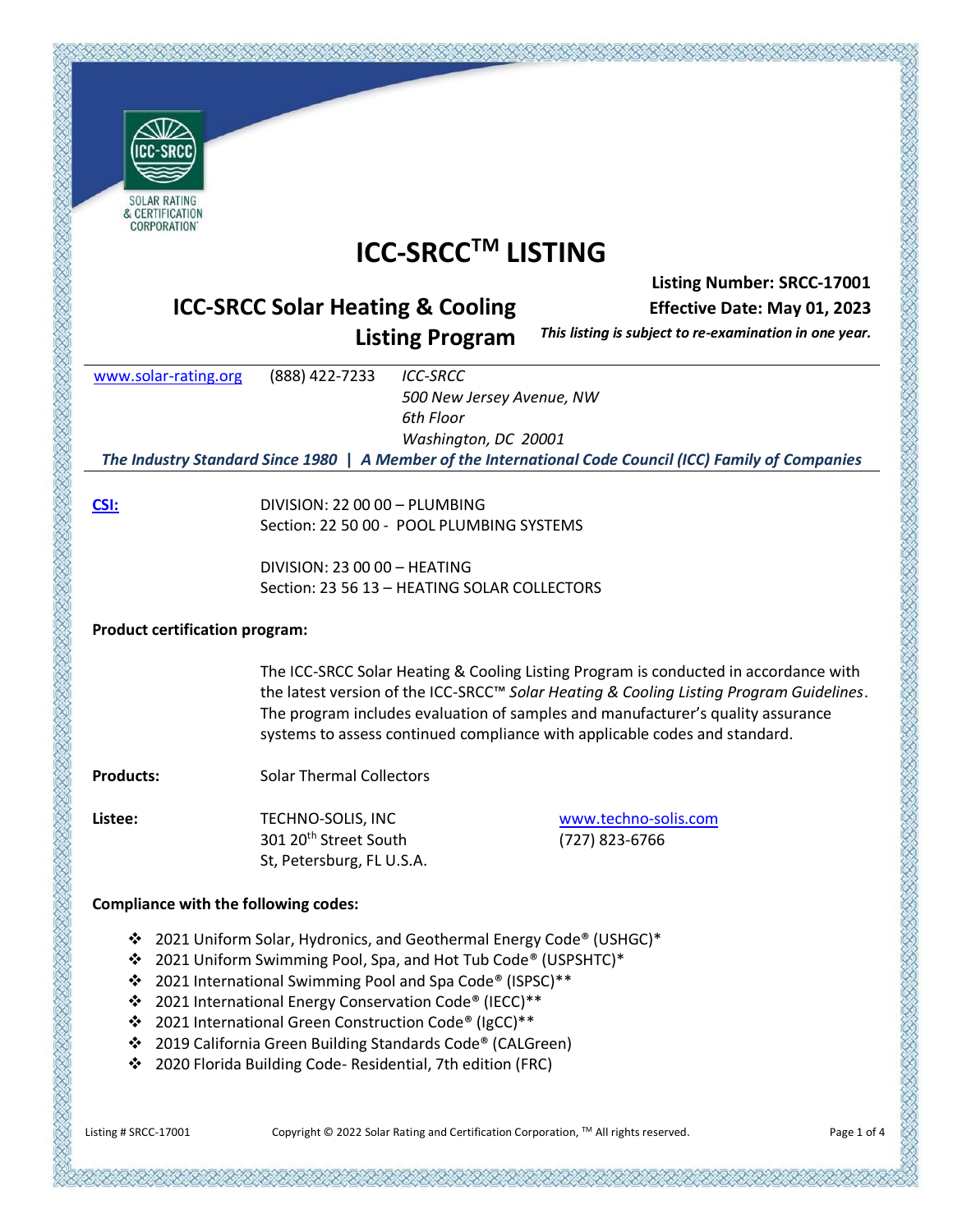# ICC-SRCC™ LISTING

## ICC-SRCC Solar Heating & Cooling Listing Program

**Listing Number: SRCC-17001**
**Effective Date: May 01, 2023**
***This listing is subject to re-examination in one year.***

www.solar-rating.org (888) 422-7233 *ICC-SRCC*
*500 New Jersey Avenue, NW*
*6th Floor*
*Washington, DC 20001*

***The Industry Standard Since 1980 | A Member of the International Code Council (ICC) Family of Companies***

**CSI:** DIVISION: 22 00 00 – PLUMBING
Section: 22 50 00 - POOL PLUMBING SYSTEMS

DIVISION: 23 00 00 – HEATING
Section: 23 56 13 – HEATING SOLAR COLLECTORS

**Product certification program:**

The ICC-SRCC Solar Heating & Cooling Listing Program is conducted in accordance with the latest version of the ICC-SRCC™ *Solar Heating & Cooling Listing Program Guidelines*. The program includes evaluation of samples and manufacturer's quality assurance systems to assess continued compliance with applicable codes and standard.

**Products:** Solar Thermal Collectors

**Listee:** TECHNO-SOLIS, INC
301 20th Street South
St, Petersburg, FL U.S.A.
www.techno-solis.com
(727) 823-6766

**Compliance with the following codes:**

- 2021 Uniform Solar, Hydronics, and Geothermal Energy Code® (USHGC)*
- 2021 Uniform Swimming Pool, Spa, and Hot Tub Code® (USPSHTC)*
- 2021 International Swimming Pool and Spa Code® (ISPSC)**
- 2021 International Energy Conservation Code® (IECC)**
- 2021 International Green Construction Code® (IgCC)**
- 2019 California Green Building Standards Code® (CALGreen)
- 2020 Florida Building Code- Residential, 7th edition (FRC)

Copyright © 2022 Solar Rating and Certification Corporation, ™ All rights reserved.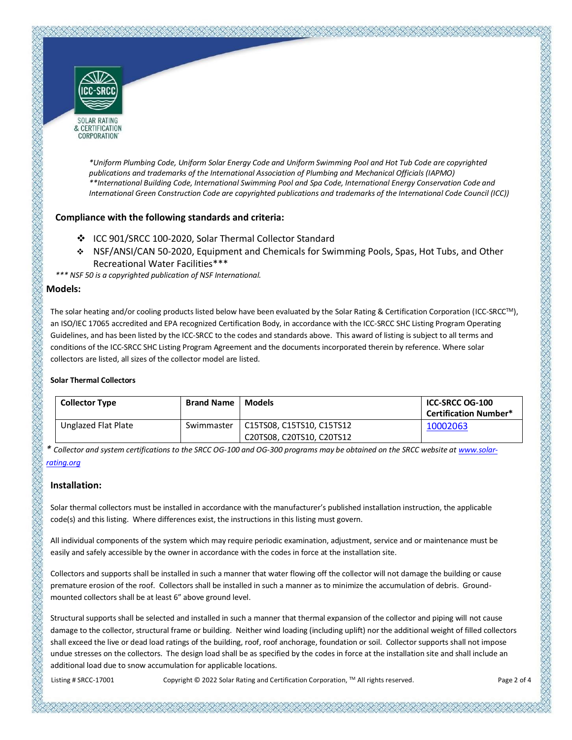*Uniform Plumbing Code, Uniform Solar Energy Code and Uniform Swimming Pool and Hot Tub Code are copyrighted publications and trademarks of the International Association of Plumbing and Mechanical Officials (IAPMO)
**International Building Code, International Swimming Pool and Spa Code, International Energy Conservation Code and International Green Construction Code are copyrighted publications and trademarks of the International Code Council (ICC))*

**Compliance with the following standards and criteria:**

- ICC 901/SRCC 100-2020, Solar Thermal Collector Standard
- NSF/ANSI/CAN 50-2020, Equipment and Chemicals for Swimming Pools, Spas, Hot Tubs, and Other Recreational Water Facilities***

*\*\*\* NSF 50 is a copyrighted publication of NSF International.*

## Models:

The solar heating and/or cooling products listed below have been evaluated by the Solar Rating & Certification Corporation (ICC-SRCC™), an ISO/IEC 17065 accredited and EPA recognized Certification Body, in accordance with the ICC-SRCC SHC Listing Program Operating Guidelines, and has been listed by the ICC-SRCC to the codes and standards above. This award of listing is subject to all terms and conditions of the ICC-SRCC SHC Listing Program Agreement and the documents incorporated therein by reference. Where solar collectors are listed, all sizes of the collector model are listed.

**Solar Thermal Collectors**

| Collector Type | Brand Name | Models | ICC-SRCC OG-100 Certification Number* |
|---|---|---|---|
| Unglazed Flat Plate | Swimmaster | C15TS08, C15TS10, C15TS12 C20TS08, C20TS10, C20TS12 | 10002063 |

*\* Collector and system certifications to the SRCC OG-100 and OG-300 programs may be obtained on the SRCC website at www.solar-rating.org*

## Installation:

Solar thermal collectors must be installed in accordance with the manufacturer's published installation instruction, the applicable code(s) and this listing. Where differences exist, the instructions in this listing must govern.

All individual components of the system which may require periodic examination, adjustment, service and or maintenance must be easily and safely accessible by the owner in accordance with the codes in force at the installation site.

Collectors and supports shall be installed in such a manner that water flowing off the collector will not damage the building or cause premature erosion of the roof. Collectors shall be installed in such a manner as to minimize the accumulation of debris. Ground-mounted collectors shall be at least 6" above ground level.

Structural supports shall be selected and installed in such a manner that thermal expansion of the collector and piping will not cause damage to the collector, structural frame or building. Neither wind loading (including uplift) nor the additional weight of filled collectors shall exceed the live or dead load ratings of the building, roof, roof anchorage, foundation or soil. Collector supports shall not impose undue stresses on the collectors. The design load shall be as specified by the codes in force at the installation site and shall include an additional load due to snow accumulation for applicable locations.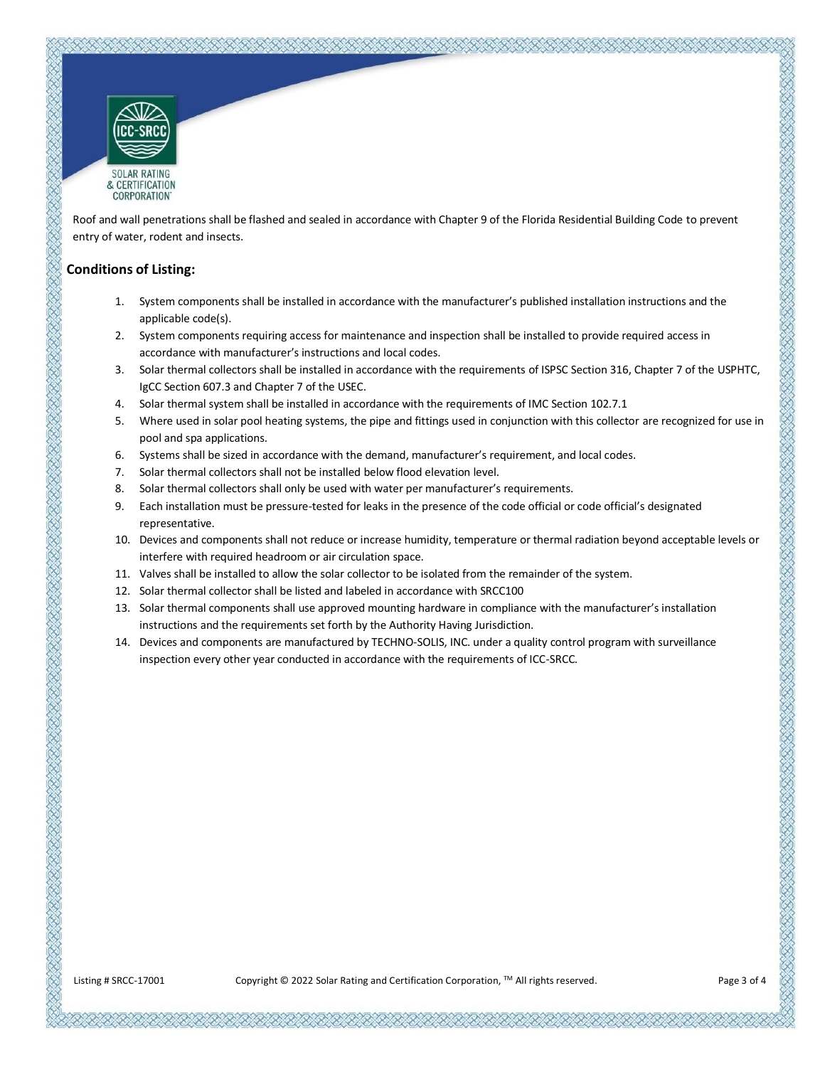Roof and wall penetrations shall be flashed and sealed in accordance with Chapter 9 of the Florida Residential Building Code to prevent entry of water, rodent and insects.

## Conditions of Listing:

1. System components shall be installed in accordance with the manufacturer's published installation instructions and the applicable code(s).
2. System components requiring access for maintenance and inspection shall be installed to provide required access in accordance with manufacturer's instructions and local codes.
3. Solar thermal collectors shall be installed in accordance with the requirements of ISPSC Section 316, Chapter 7 of the USPHTC, IgCC Section 607.3 and Chapter 7 of the USEC.
4. Solar thermal system shall be installed in accordance with the requirements of IMC Section 102.7.1
5. Where used in solar pool heating systems, the pipe and fittings used in conjunction with this collector are recognized for use in pool and spa applications.
6. Systems shall be sized in accordance with the demand, manufacturer's requirement, and local codes.
7. Solar thermal collectors shall not be installed below flood elevation level.
8. Solar thermal collectors shall only be used with water per manufacturer's requirements.
9. Each installation must be pressure-tested for leaks in the presence of the code official or code official's designated representative.
10. Devices and components shall not reduce or increase humidity, temperature or thermal radiation beyond acceptable levels or interfere with required headroom or air circulation space.
11. Valves shall be installed to allow the solar collector to be isolated from the remainder of the system.
12. Solar thermal collector shall be listed and labeled in accordance with SRCC100
13. Solar thermal components shall use approved mounting hardware in compliance with the manufacturer's installation instructions and the requirements set forth by the Authority Having Jurisdiction.
14. Devices and components are manufactured by TECHNO-SOLIS, INC. under a quality control program with surveillance inspection every other year conducted in accordance with the requirements of ICC-SRCC.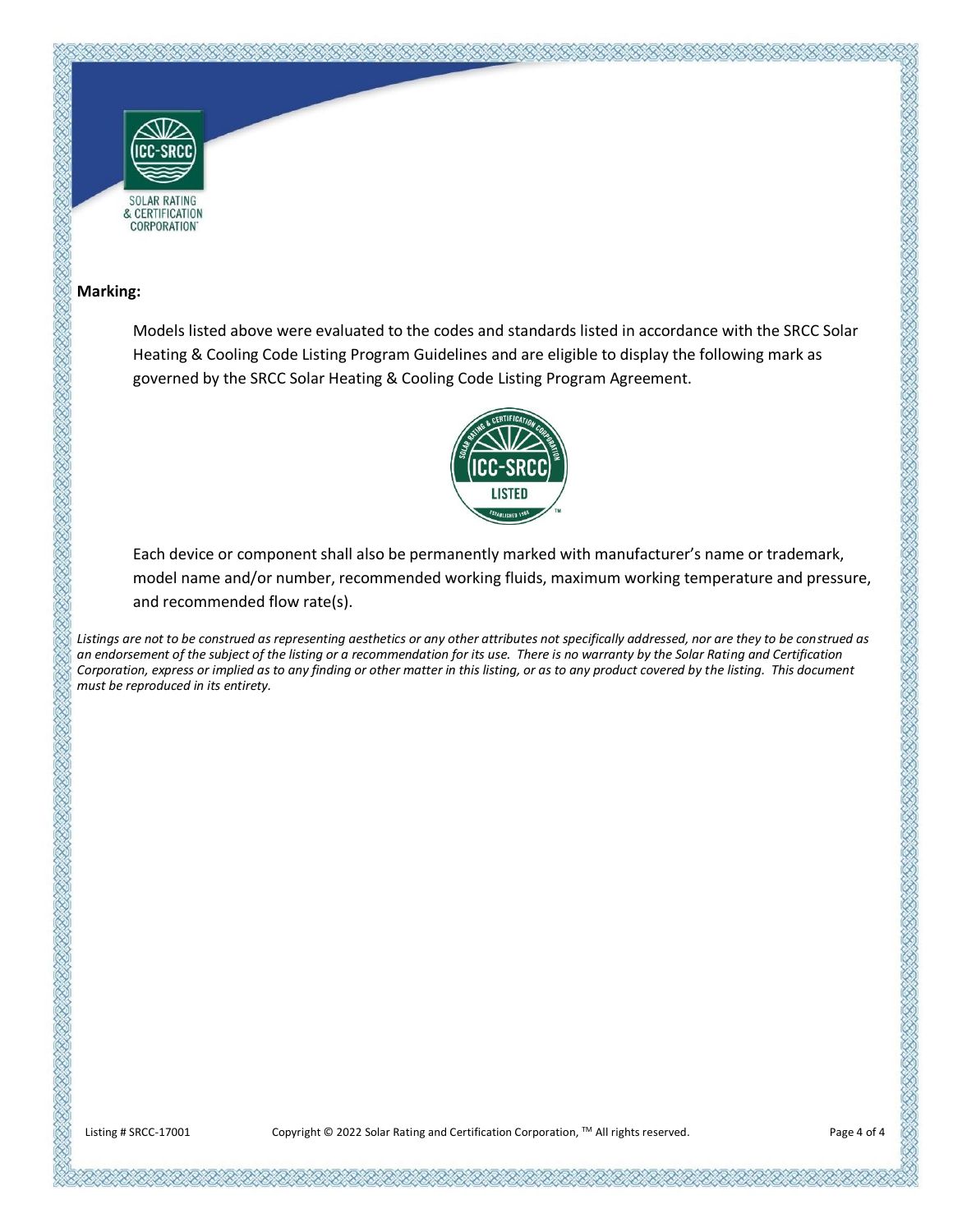**Marking:**

Models listed above were evaluated to the codes and standards listed in accordance with the SRCC Solar Heating & Cooling Code Listing Program Guidelines and are eligible to display the following mark as governed by the SRCC Solar Heating & Cooling Code Listing Program Agreement.

Each device or component shall also be permanently marked with manufacturer's name or trademark, model name and/or number, recommended working fluids, maximum working temperature and pressure, and recommended flow rate(s).

*Listings are not to be construed as representing aesthetics or any other attributes not specifically addressed, nor are they to be construed as an endorsement of the subject of the listing or a recommendation for its use. There is no warranty by the Solar Rating and Certification Corporation, express or implied as to any finding or other matter in this listing, or as to any product covered by the listing. This document must be reproduced in its entirety.*